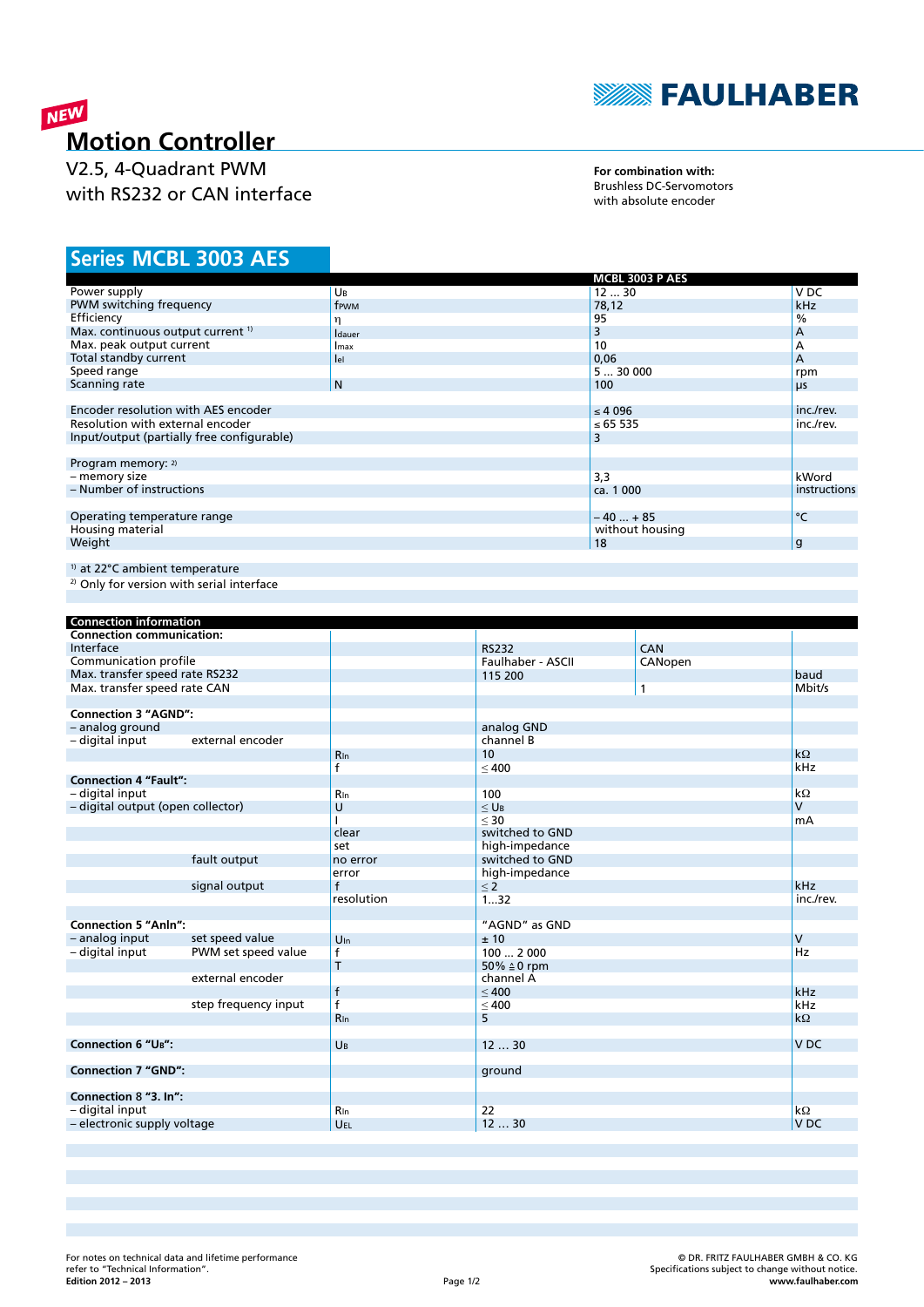NEW

# Motion Controller

V2.5, 4-Quadrant PWM
with RS232 or CAN interface

**For combination with:**
Brushless DC-Servomotors
with absolute encoder

## Series MCBL 3003 AES

| | | MCBL 3003 P AES | |
|---|---|---|---|
| Power supply | $U_B$ | 12 ... 30 | V DC |
| PWM switching frequency | $f_{PWM}$ | 78,12 | kHz |
| Efficiency | η | 95 | % |
| Max. continuous output current [1] | $I_{dauer}$ | 3 | A |
| Max. peak output current | $I_{max}$ | 10 | A |
| Total standby current | $I_{el}$ | 0,06 | A |
| Speed range | | 5 ... 30 000 | rpm |
| Scanning rate | N | 100 | µs |
| | | | |
| Encoder resolution with AES encoder | | ≤ 4 096 | inc./rev. |
| Resolution with external encoder | | ≤ 65 535 | inc./rev. |
| Input/output (partially free configurable) | | 3 | |
| | | | |
| Program memory: [2] | | | |
| – memory size | | 3,3 | kWord |
| – Number of instructions | | ca. 1 000 | instructions |
| | | | |
| Operating temperature range | | – 40 ... + 85 | °C |
| Housing material | | without housing | |
| Weight | | 18 | g |

[1] at 22°C ambient temperature
[2] Only for version with serial interface

| Connection information | | | | | |
|---|---|---|---|---|---|
| **Connection communication:** | | | | | |
| Interface | | | RS232 | CAN | |
| Communication profile | | | Faulhaber - ASCII | CANopen | |
| Max. transfer speed rate RS232 | | | 115 200 | | baud |
| Max. transfer speed rate CAN | | | | 1 | Mbit/s |
| | | | | | |
| **Connection 3 "AGND":** | | | | | |
| – analog ground | | | analog GND | | |
| – digital input | external encoder | | channel B | | |
| | | $R_{In}$ | 10 | | kΩ |
| | | f | ≤ 400 | | kHz |
| **Connection 4 "Fault":** | | | | | |
| – digital input | | $R_{In}$ | 100 | | kΩ |
| – digital output (open collector) | | U | ≤ $U_B$ | | V |
| | | I | ≤ 30 | | mA |
| | | clear | switched to GND | | |
| | | set | high-impedance | | |
| | fault output | no error | switched to GND | | |
| | | error | high-impedance | | |
| | signal output | f | ≤ 2 | | kHz |
| | | resolution | 1...32 | | inc./rev. |
| | | | | | |
| **Connection 5 "AnIn":** | | | "AGND" as GND | | |
| – analog input | set speed value | $U_{In}$ | ± 10 | | V |
| – digital input | PWM set speed value | f | 100 ... 2 000 | | Hz |
| | | T | 50% ≙ 0 rpm | | |
| | external encoder | | channel A | | |
| | | f | ≤ 400 | | kHz |
| | step frequency input | f | ≤ 400 | | kHz |
| | | $R_{In}$ | 5 | | kΩ |
| | | | | | |
| **Connection 6 "$U_B$":** | | $U_B$ | 12 ... 30 | | V DC |
| | | | | | |
| **Connection 7 "GND":** | | | ground | | |
| | | | | | |
| **Connection 8 "3. In":** | | | | | |
| – digital input | | $R_{In}$ | 22 | | kΩ |
| – electronic supply voltage | | $U_{EL}$ | 12 ... 30 | | V DC |

For notes on technical data and lifetime performance refer to "Technical Information".
**Edition 2012 – 2013**

© DR. FRITZ FAULHABER GMBH & CO. KG
Specifications subject to change without notice.
**www.faulhaber.com**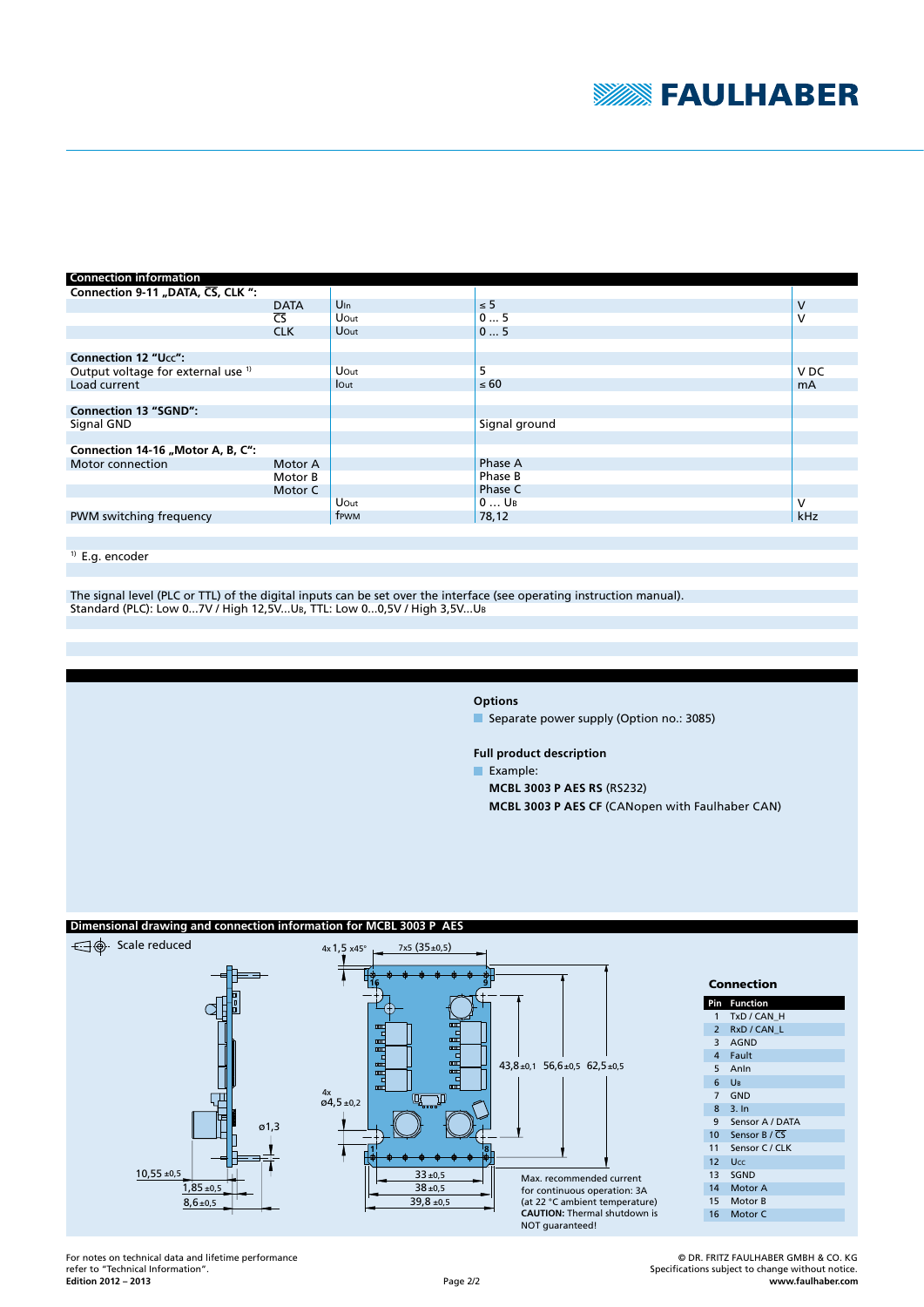## Connection information

| | | | | |
|---|---|---|---|---|
| **Connection 9-11 „DATA, $\overline{CS}$, CLK ":** | | | | |
| | DATA | $U_{In}$ | ≤ 5 | V |
| | $\overline{CS}$ | $U_{Out}$ | 0 ... 5 | V |
| | CLK | $U_{Out}$ | 0 ... 5 | |
| | | | | |
| **Connection 12 "$U_{CC}$":** | | | | |
| Output voltage for external use [1] | | $U_{Out}$ | 5 | V DC |
| Load current | | $I_{Out}$ | ≤ 60 | mA |
| | | | | |
| **Connection 13 "SGND":** | | | | |
| Signal GND | | | Signal ground | |
| | | | | |
| **Connection 14-16 „Motor A, B, C":** | | | | |
| Motor connection | Motor A | | Phase A | |
| | Motor B | | Phase B | |
| | Motor C | | Phase C | |
| | | $U_{Out}$ | 0 ... $U_B$ | V |
| PWM switching frequency | | $f_{PWM}$ | 78,12 | kHz |

[1] E.g. encoder

The signal level (PLC or TTL) of the digital inputs can be set over the interface (see operating instruction manual).
Standard (PLC): Low 0...7V / High 12,5V...$U_B$, TTL: Low 0...0,5V / High 3,5V...$U_B$

**Options**

- Separate power supply (Option no.: 3085)

**Full product description**

- Example:

  **MCBL 3003 P AES RS** (RS232)

  **MCBL 3003 P AES CF** (CANopen with Faulhaber CAN)

## Dimensional drawing and connection information for MCBL 3003 P AES

Scale reduced

4x 1,5 x45°
7x5 (35±0,5)
16
9
1
8
4x ø4,5 ±0,2
ø1,3
43,8 ±0,1
56,6 ±0,5
62,5 ±0,5
10,55 ±0,5
1,85 ±0,5
8,6 ±0,5
33 ±0,5
38 ±0,5
39,8 ±0,5

Max. recommended current for continuous operation: 3A (at 22 °C ambient temperature)
**CAUTION:** Thermal shutdown is NOT guaranteed!

**Connection**

| Pin | Function |
|---|---|
| 1 | TxD / CAN_H |
| 2 | RxD / CAN_L |
| 3 | AGND |
| 4 | Fault |
| 5 | AnIn |
| 6 | $U_B$ |
| 7 | GND |
| 8 | 3. In |
| 9 | Sensor A / DATA |
| 10 | Sensor B / $\overline{CS}$ |
| 11 | Sensor C / CLK |
| 12 | $U_{CC}$ |
| 13 | SGND |
| 14 | Motor A |
| 15 | Motor B |
| 16 | Motor C |

For notes on technical data and lifetime performance refer to "Technical Information".
**Edition 2012 – 2013**

© DR. FRITZ FAULHABER GMBH & CO. KG
Specifications subject to change without notice.
**www.faulhaber.com**